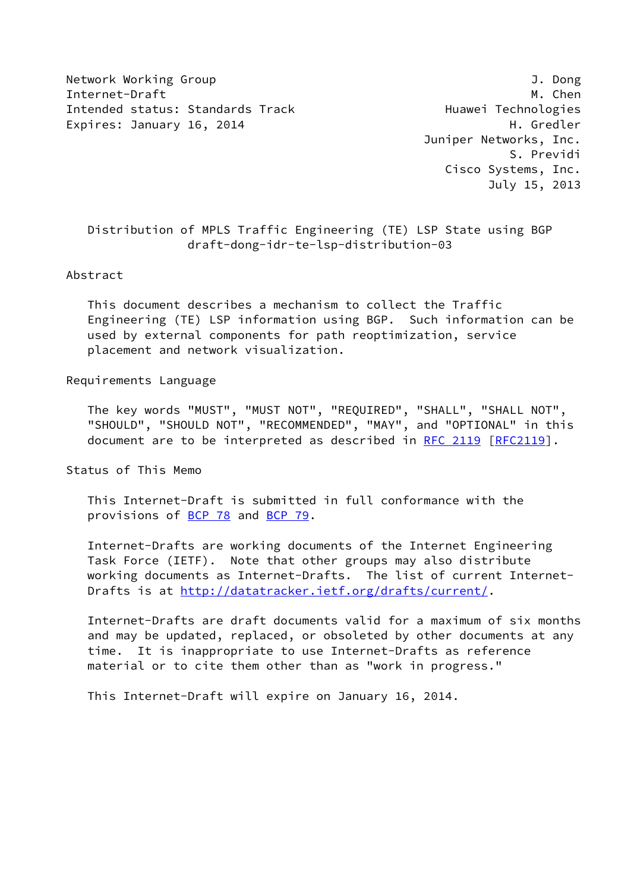Network Working Group J. Dong
Internet-Draft M. Chen
Intended status: Standards Track Huawei Technologies
Expires: January 16, 2014 H. Gredler
Juniper Networks, Inc.
S. Previdi
Cisco Systems, Inc.
July 15, 2013

# Distribution of MPLS Traffic Engineering (TE) LSP State using BGP
draft-dong-idr-te-lsp-distribution-03

## Abstract

This document describes a mechanism to collect the Traffic Engineering (TE) LSP information using BGP. Such information can be used by external components for path reoptimization, service placement and network visualization.

## Requirements Language

The key words "MUST", "MUST NOT", "REQUIRED", "SHALL", "SHALL NOT", "SHOULD", "SHOULD NOT", "RECOMMENDED", "MAY", and "OPTIONAL" in this document are to be interpreted as described in RFC 2119 [RFC2119].

## Status of This Memo

This Internet-Draft is submitted in full conformance with the provisions of BCP 78 and BCP 79.

Internet-Drafts are working documents of the Internet Engineering Task Force (IETF). Note that other groups may also distribute working documents as Internet-Drafts. The list of current Internet-Drafts is at http://datatracker.ietf.org/drafts/current/.

Internet-Drafts are draft documents valid for a maximum of six months and may be updated, replaced, or obsoleted by other documents at any time. It is inappropriate to use Internet-Drafts as reference material or to cite them other than as "work in progress."

This Internet-Draft will expire on January 16, 2014.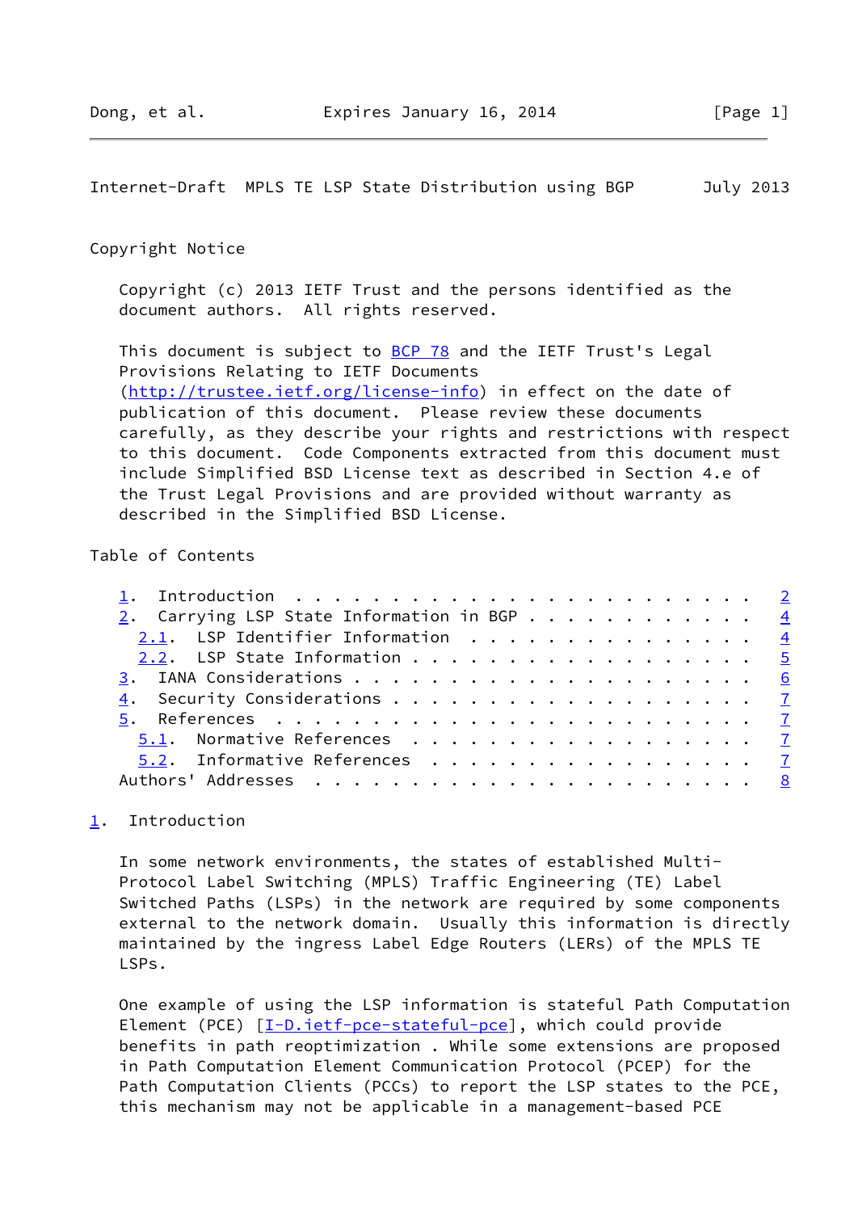Copyright Notice

Copyright (c) 2013 IETF Trust and the persons identified as the document authors. All rights reserved.

This document is subject to BCP 78 and the IETF Trust's Legal Provisions Relating to IETF Documents (http://trustee.ietf.org/license-info) in effect on the date of publication of this document. Please review these documents carefully, as they describe your rights and restrictions with respect to this document. Code Components extracted from this document must include Simplified BSD License text as described in Section 4.e of the Trust Legal Provisions and are provided without warranty as described in the Simplified BSD License.

Table of Contents

```
   1.  Introduction . . . . . . . . . . . . . . . . . . . . . . . .   2
   2.  Carrying LSP State Information in BGP . . . . . . . . . . . .   4
     2.1.  LSP Identifier Information  . . . . . . . . . . . . . . .   4
     2.2.  LSP State Information . . . . . . . . . . . . . . . . . .   5
   3.  IANA Considerations . . . . . . . . . . . . . . . . . . . . .   6
   4.  Security Considerations . . . . . . . . . . . . . . . . . . .   7
   5.  References  . . . . . . . . . . . . . . . . . . . . . . . . .   7
     5.1.  Normative References  . . . . . . . . . . . . . . . . . .   7
     5.2.  Informative References  . . . . . . . . . . . . . . . . .   7
   Authors' Addresses  . . . . . . . . . . . . . . . . . . . . . . .   8
```

# 1. Introduction

In some network environments, the states of established Multi-Protocol Label Switching (MPLS) Traffic Engineering (TE) Label Switched Paths (LSPs) in the network are required by some components external to the network domain. Usually this information is directly maintained by the ingress Label Edge Routers (LERs) of the MPLS TE LSPs.

One example of using the LSP information is stateful Path Computation Element (PCE) [I-D.ietf-pce-stateful-pce], which could provide benefits in path reoptimization . While some extensions are proposed in Path Computation Element Communication Protocol (PCEP) for the Path Computation Clients (PCCs) to report the LSP states to the PCE, this mechanism may not be applicable in a management-based PCE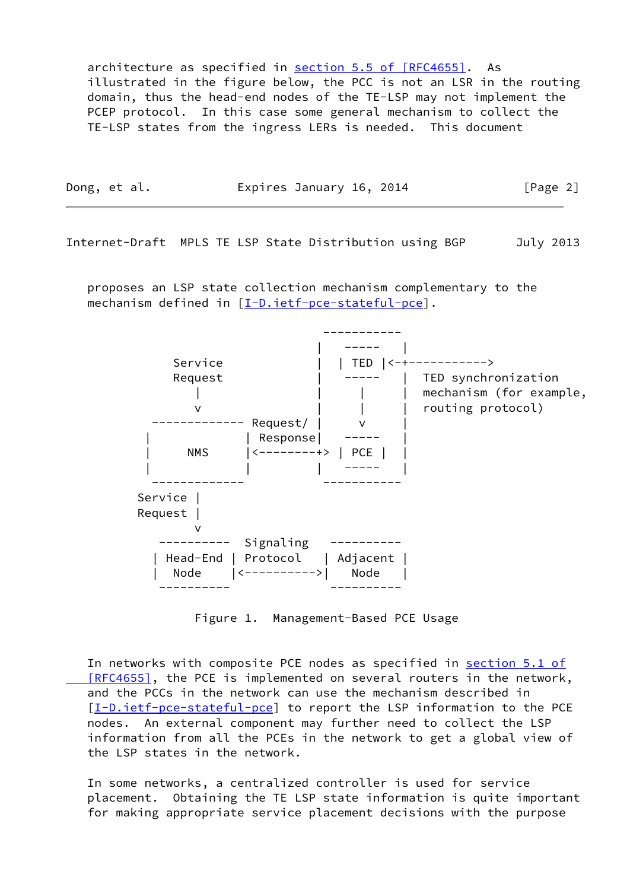architecture as specified in section 5.5 of [RFC4655]. As illustrated in the figure below, the PCC is not an LSR in the routing domain, thus the head-end nodes of the TE-LSP may not implement the PCEP protocol. In this case some general mechanism to collect the TE-LSP states from the ingress LERs is needed. This document proposes an LSP state collection mechanism complementary to the mechanism defined in [I-D.ietf-pce-stateful-pce].

```
                                 -----------
                                |   -----   |
             Service            |  | TED |<-+----------->
             Request            |   -----   |  TED synchronization
                |               |     |     |  mechanism (for example,
                v               |     |     |  routing protocol)
          ------------- Request/ |     v     |
         |             | Response|   -----   |
         |     NMS     |<--------+> | PCE |  |
         |             |         |   -----   |
          -------------           -----------
        Service |
        Request |
                v
           ----------  Signaling   ----------
          | Head-End | Protocol   | Adjacent |
          |  Node    |<---------->|   Node   |
           ----------              ----------
```

Figure 1. Management-Based PCE Usage

In networks with composite PCE nodes as specified in section 5.1 of [RFC4655], the PCE is implemented on several routers in the network, and the PCCs in the network can use the mechanism described in [I-D.ietf-pce-stateful-pce] to report the LSP information to the PCE nodes. An external component may further need to collect the LSP information from all the PCEs in the network to get a global view of the LSP states in the network.

In some networks, a centralized controller is used for service placement. Obtaining the TE LSP state information is quite important for making appropriate service placement decisions with the purpose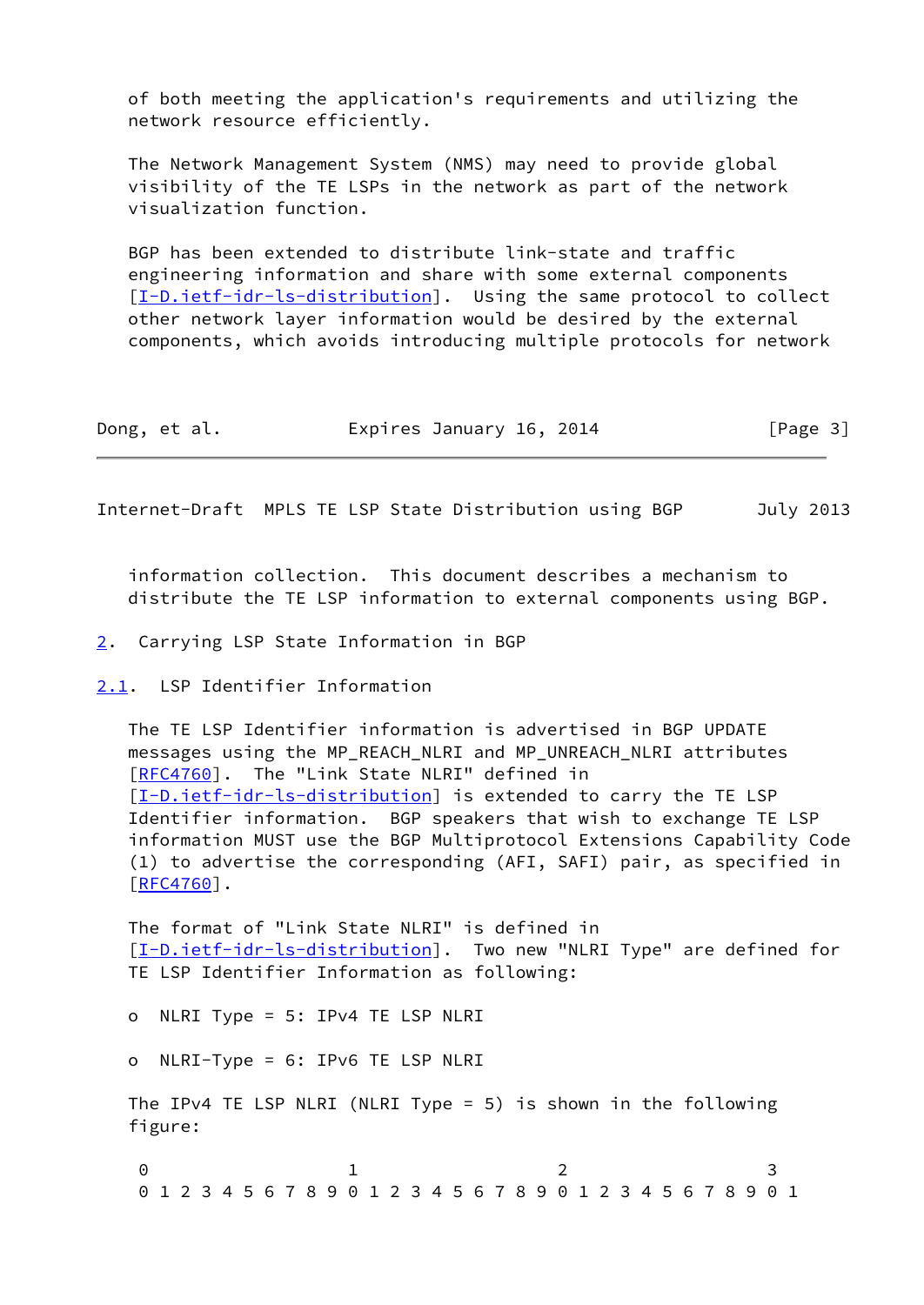of both meeting the application's requirements and utilizing the network resource efficiently.

The Network Management System (NMS) may need to provide global visibility of the TE LSPs in the network as part of the network visualization function.

BGP has been extended to distribute link-state and traffic engineering information and share with some external components [I-D.ietf-idr-ls-distribution]. Using the same protocol to collect other network layer information would be desired by the external components, which avoids introducing multiple protocols for network information collection. This document describes a mechanism to distribute the TE LSP information to external components using BGP.

## 2. Carrying LSP State Information in BGP

### 2.1. LSP Identifier Information

The TE LSP Identifier information is advertised in BGP UPDATE messages using the MP_REACH_NLRI and MP_UNREACH_NLRI attributes [RFC4760]. The "Link State NLRI" defined in [I-D.ietf-idr-ls-distribution] is extended to carry the TE LSP Identifier information. BGP speakers that wish to exchange TE LSP information MUST use the BGP Multiprotocol Extensions Capability Code (1) to advertise the corresponding (AFI, SAFI) pair, as specified in [RFC4760].

The format of "Link State NLRI" is defined in [I-D.ietf-idr-ls-distribution]. Two new "NLRI Type" are defined for TE LSP Identifier Information as following:

- NLRI Type = 5: IPv4 TE LSP NLRI
- NLRI-Type = 6: IPv6 TE LSP NLRI

The IPv4 TE LSP NLRI (NLRI Type = 5) is shown in the following figure:

```
 0                   1                   2                   3
 0 1 2 3 4 5 6 7 8 9 0 1 2 3 4 5 6 7 8 9 0 1 2 3 4 5 6 7 8 9 0 1
```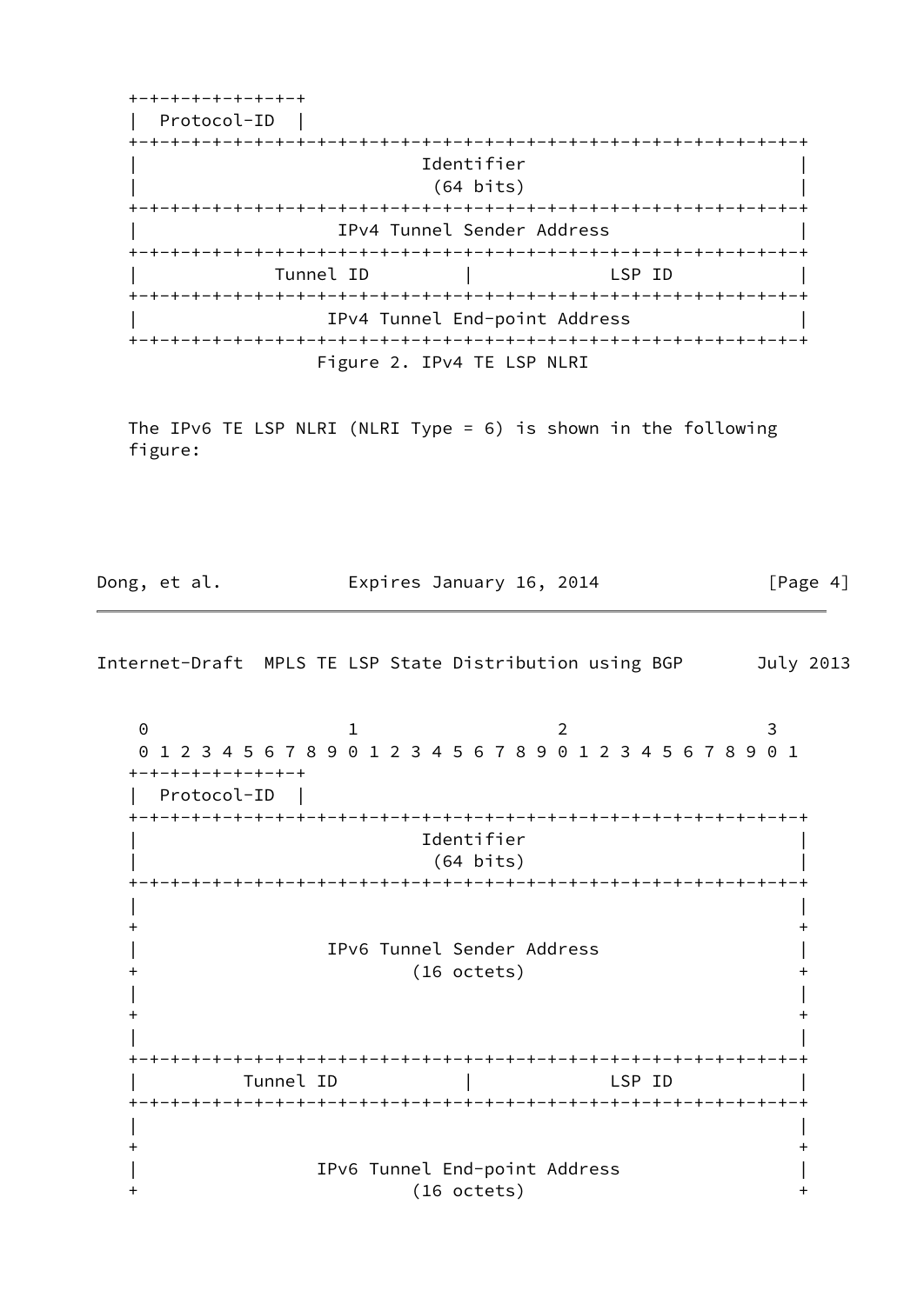```
   +-+-+-+-+-+-+-+-+
   |  Protocol-ID  |
   +-+-+-+-+-+-+-+-+-+-+-+-+-+-+-+-+-+-+-+-+-+-+-+-+-+-+-+-+-+-+-+-+
   |                           Identifier                          |
   |                            (64 bits)                          |
   +-+-+-+-+-+-+-+-+-+-+-+-+-+-+-+-+-+-+-+-+-+-+-+-+-+-+-+-+-+-+-+-+
   |                   IPv4 Tunnel Sender Address                  |
   +-+-+-+-+-+-+-+-+-+-+-+-+-+-+-+-+-+-+-+-+-+-+-+-+-+-+-+-+-+-+-+-+
   |             Tunnel ID         |             LSP ID            |
   +-+-+-+-+-+-+-+-+-+-+-+-+-+-+-+-+-+-+-+-+-+-+-+-+-+-+-+-+-+-+-+-+
   |                  IPv4 Tunnel End-point Address                |
   +-+-+-+-+-+-+-+-+-+-+-+-+-+-+-+-+-+-+-+-+-+-+-+-+-+-+-+-+-+-+-+-+
                    Figure 2. IPv4 TE LSP NLRI
```

The IPv6 TE LSP NLRI (NLRI Type = 6) is shown in the following figure:

```
    0                   1                   2                   3
    0 1 2 3 4 5 6 7 8 9 0 1 2 3 4 5 6 7 8 9 0 1 2 3 4 5 6 7 8 9 0 1
   +-+-+-+-+-+-+-+-+
   |  Protocol-ID  |
   +-+-+-+-+-+-+-+-+-+-+-+-+-+-+-+-+-+-+-+-+-+-+-+-+-+-+-+-+-+-+-+-+
   |                           Identifier                          |
   |                            (64 bits)                          |
   +-+-+-+-+-+-+-+-+-+-+-+-+-+-+-+-+-+-+-+-+-+-+-+-+-+-+-+-+-+-+-+-+
   |                                                               |
   +                                                               +
   |                  IPv6 Tunnel Sender Address                   |
   +                          (16 octets)                          +
   |                                                               |
   +                                                               +
   |                                                               |
   +-+-+-+-+-+-+-+-+-+-+-+-+-+-+-+-+-+-+-+-+-+-+-+-+-+-+-+-+-+-+-+-+
   |          Tunnel ID            |             LSP ID            |
   +-+-+-+-+-+-+-+-+-+-+-+-+-+-+-+-+-+-+-+-+-+-+-+-+-+-+-+-+-+-+-+-+
   |                                                               |
   +                                                               +
   |                 IPv6 Tunnel End-point Address                 |
   +                          (16 octets)                          +
```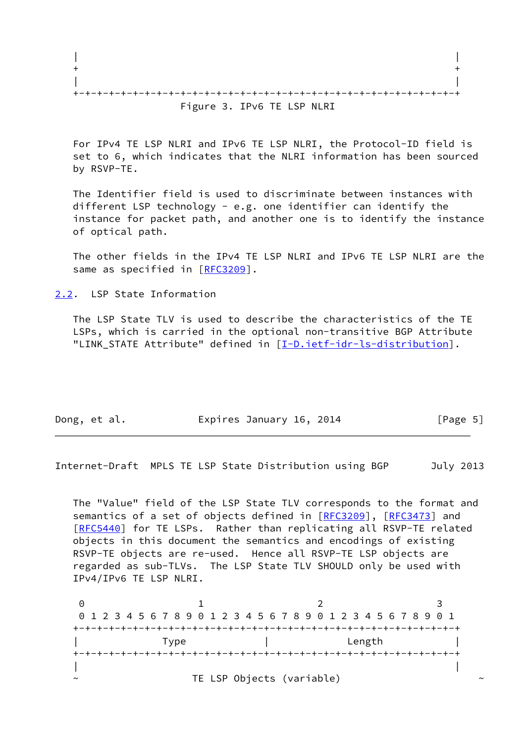```
|                                                               |
+                                                               +
|                                                               |
+-+-+-+-+-+-+-+-+-+-+-+-+-+-+-+-+-+-+-+-+-+-+-+-+-+-+-+-+-+-+-+-+
```

Figure 3. IPv6 TE LSP NLRI

For IPv4 TE LSP NLRI and IPv6 TE LSP NLRI, the Protocol-ID field is set to 6, which indicates that the NLRI information has been sourced by RSVP-TE.

The Identifier field is used to discriminate between instances with different LSP technology - e.g. one identifier can identify the instance for packet path, and another one is to identify the instance of optical path.

The other fields in the IPv4 TE LSP NLRI and IPv6 TE LSP NLRI are the same as specified in [RFC3209].

## 2.2. LSP State Information

The LSP State TLV is used to describe the characteristics of the TE LSPs, which is carried in the optional non-transitive BGP Attribute "LINK_STATE Attribute" defined in [I-D.ietf-idr-ls-distribution].

The "Value" field of the LSP State TLV corresponds to the format and semantics of a set of objects defined in [RFC3209], [RFC3473] and [RFC5440] for TE LSPs. Rather than replicating all RSVP-TE related objects in this document the semantics and encodings of existing RSVP-TE objects are re-used. Hence all RSVP-TE LSP objects are regarded as sub-TLVs. The LSP State TLV SHOULD only be used with IPv4/IPv6 TE LSP NLRI.

```
 0                   1                   2                   3
 0 1 2 3 4 5 6 7 8 9 0 1 2 3 4 5 6 7 8 9 0 1 2 3 4 5 6 7 8 9 0 1
+-+-+-+-+-+-+-+-+-+-+-+-+-+-+-+-+-+-+-+-+-+-+-+-+-+-+-+-+-+-+-+-+
|              Type             |             Length            |
+-+-+-+-+-+-+-+-+-+-+-+-+-+-+-+-+-+-+-+-+-+-+-+-+-+-+-+-+-+-+-+-+
|                                                               |
~                   TE LSP Objects (variable)                     ~
```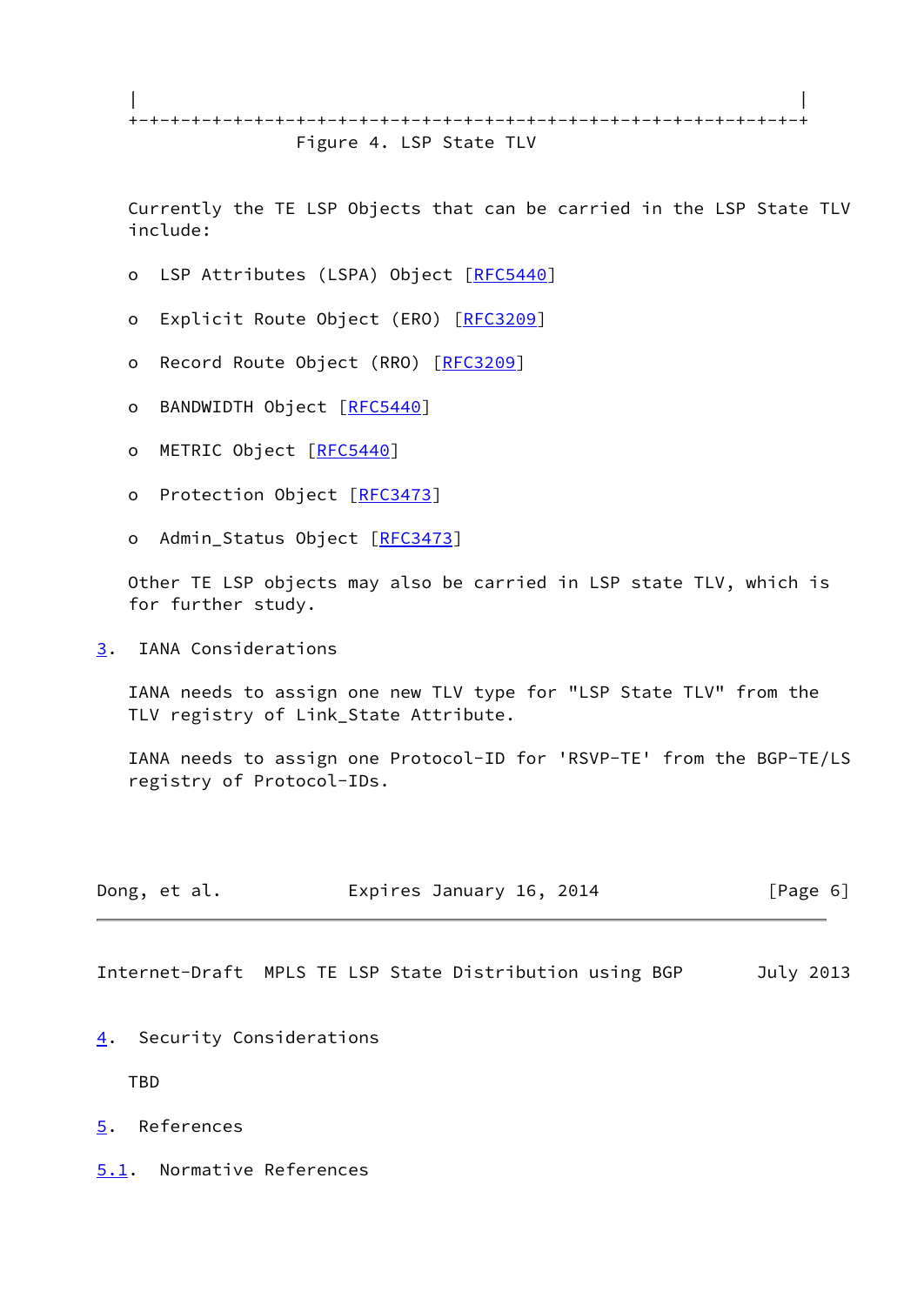```
|                                                               |
+-+-+-+-+-+-+-+-+-+-+-+-+-+-+-+-+-+-+-+-+-+-+-+-+-+-+-+-+-+-+-+-+
```

Figure 4. LSP State TLV

Currently the TE LSP Objects that can be carried in the LSP State TLV include:

- LSP Attributes (LSPA) Object [RFC5440]
- Explicit Route Object (ERO) [RFC3209]
- Record Route Object (RRO) [RFC3209]
- BANDWIDTH Object [RFC5440]
- METRIC Object [RFC5440]
- Protection Object [RFC3473]
- Admin_Status Object [RFC3473]

Other TE LSP objects may also be carried in LSP state TLV, which is for further study.

## 3. IANA Considerations

IANA needs to assign one new TLV type for "LSP State TLV" from the TLV registry of Link_State Attribute.

IANA needs to assign one Protocol-ID for 'RSVP-TE' from the BGP-TE/LS registry of Protocol-IDs.

## 4. Security Considerations

TBD

## 5. References

### 5.1. Normative References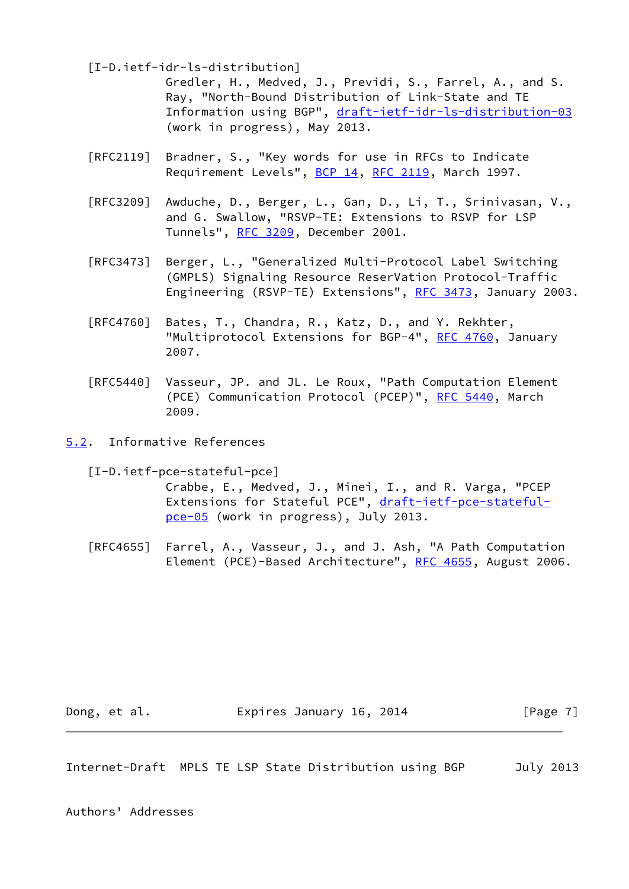[I-D.ietf-idr-ls-distribution]
Gredler, H., Medved, J., Previdi, S., Farrel, A., and S. Ray, "North-Bound Distribution of Link-State and TE Information using BGP", draft-ietf-idr-ls-distribution-03 (work in progress), May 2013.

[RFC2119] Bradner, S., "Key words for use in RFCs to Indicate Requirement Levels", BCP 14, RFC 2119, March 1997.

[RFC3209] Awduche, D., Berger, L., Gan, D., Li, T., Srinivasan, V., and G. Swallow, "RSVP-TE: Extensions to RSVP for LSP Tunnels", RFC 3209, December 2001.

[RFC3473] Berger, L., "Generalized Multi-Protocol Label Switching (GMPLS) Signaling Resource ReserVation Protocol-Traffic Engineering (RSVP-TE) Extensions", RFC 3473, January 2003.

[RFC4760] Bates, T., Chandra, R., Katz, D., and Y. Rekhter, "Multiprotocol Extensions for BGP-4", RFC 4760, January 2007.

[RFC5440] Vasseur, JP. and JL. Le Roux, "Path Computation Element (PCE) Communication Protocol (PCEP)", RFC 5440, March 2009.

## 5.2. Informative References

[I-D.ietf-pce-stateful-pce]
Crabbe, E., Medved, J., Minei, I., and R. Varga, "PCEP Extensions for Stateful PCE", draft-ietf-pce-stateful-pce-05 (work in progress), July 2013.

[RFC4655] Farrel, A., Vasseur, J., and J. Ash, "A Path Computation Element (PCE)-Based Architecture", RFC 4655, August 2006.

## Authors' Addresses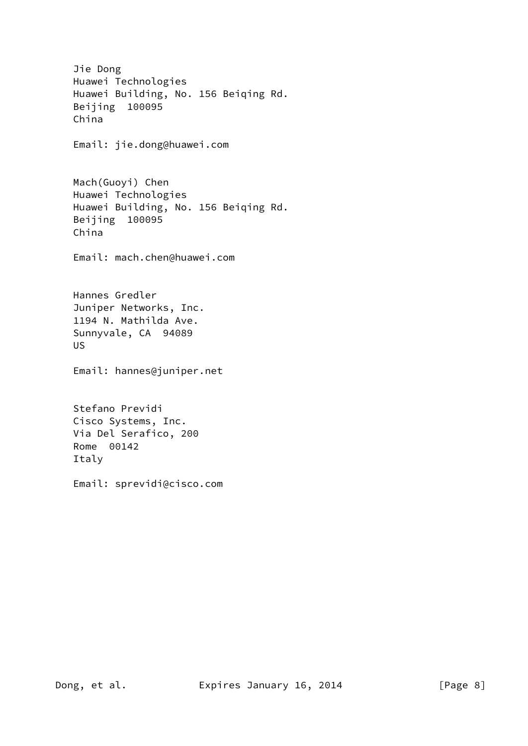Jie Dong
Huawei Technologies
Huawei Building, No. 156 Beiqing Rd.
Beijing  100095
China

Email: jie.dong@huawei.com

Mach(Guoyi) Chen
Huawei Technologies
Huawei Building, No. 156 Beiqing Rd.
Beijing  100095
China

Email: mach.chen@huawei.com

Hannes Gredler
Juniper Networks, Inc.
1194 N. Mathilda Ave.
Sunnyvale, CA  94089
US

Email: hannes@juniper.net

Stefano Previdi
Cisco Systems, Inc.
Via Del Serafico, 200
Rome  00142
Italy

Email: sprevidi@cisco.com